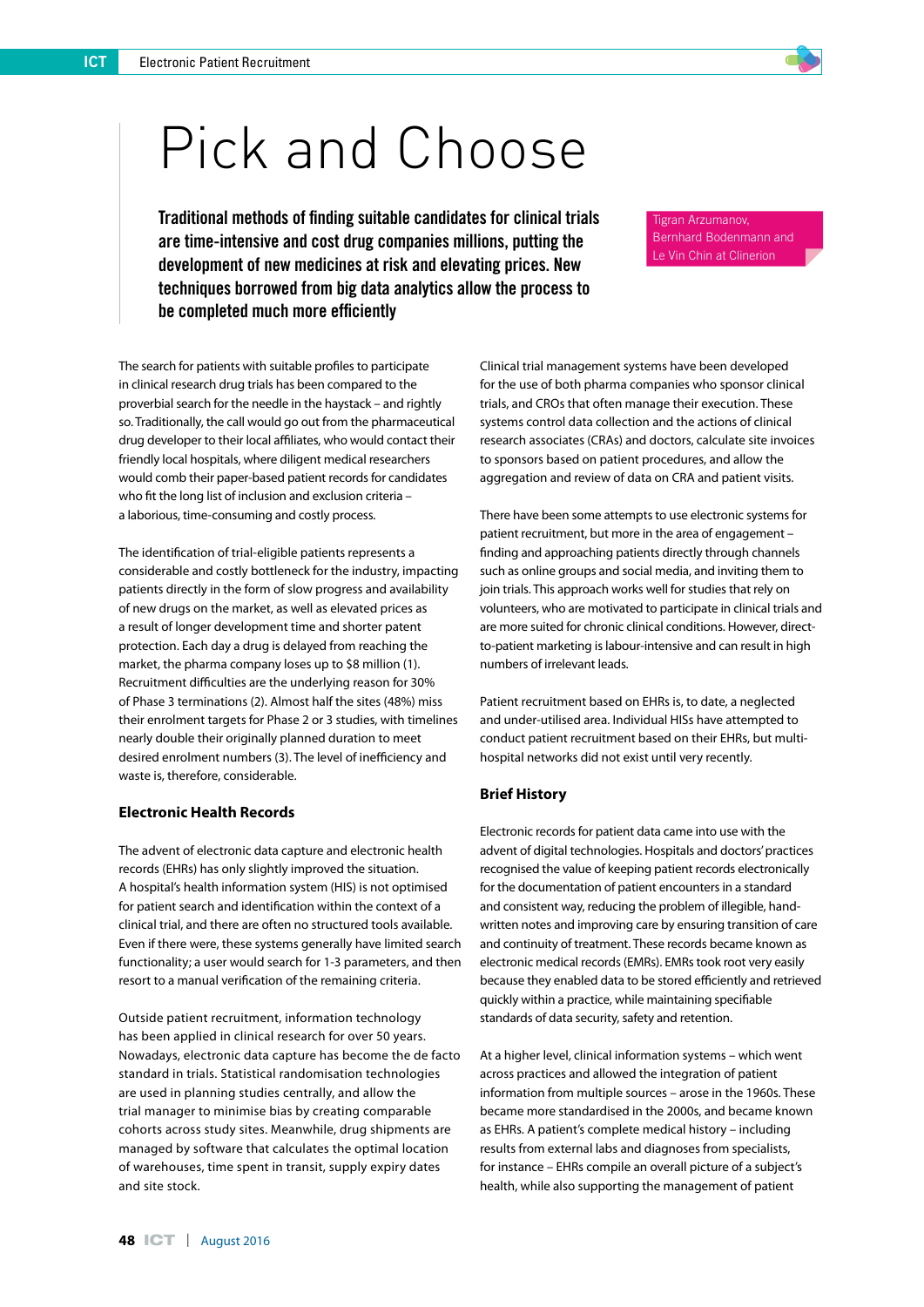# Pick and Choose

**Traditional methods of finding suitable candidates for clinical trials are time-intensive and cost drug companies millions, putting the development of new medicines at risk and elevating prices. New techniques borrowed from big data analytics allow the process to be completed much more efficiently**

Tigran Arzumanov, Bernhard Bodenmann and Le Vin Chin at Clinerion

The search for patients with suitable profiles to participate in clinical research drug trials has been compared to the proverbial search for the needle in the haystack – and rightly so. Traditionally, the call would go out from the pharmaceutical drug developer to their local affiliates, who would contact their friendly local hospitals, where diligent medical researchers would comb their paper-based patient records for candidates who fit the long list of inclusion and exclusion criteria – a laborious, time-consuming and costly process.

The identification of trial-eligible patients represents a considerable and costly bottleneck for the industry, impacting patients directly in the form of slow progress and availability of new drugs on the market, as well as elevated prices as a result of longer development time and shorter patent protection. Each day a drug is delayed from reaching the market, the pharma company loses up to $8 million (1). Recruitment difficulties are the underlying reason for 30% of Phase 3 terminations (2). Almost half the sites (48%) miss their enrolment targets for Phase 2 or 3 studies, with timelines nearly double their originally planned duration to meet desired enrolment numbers (3). The level of inefficiency and waste is, therefore, considerable.

## Electronic Health Records

The advent of electronic data capture and electronic health records (EHRs) has only slightly improved the situation. A hospital's health information system (HIS) is not optimised for patient search and identification within the context of a clinical trial, and there are often no structured tools available. Even if there were, these systems generally have limited search functionality; a user would search for 1-3 parameters, and then resort to a manual verification of the remaining criteria.

Outside patient recruitment, information technology has been applied in clinical research for over 50 years. Nowadays, electronic data capture has become the de facto standard in trials. Statistical randomisation technologies are used in planning studies centrally, and allow the trial manager to minimise bias by creating comparable cohorts across study sites. Meanwhile, drug shipments are managed by software that calculates the optimal location of warehouses, time spent in transit, supply expiry dates and site stock.

Clinical trial management systems have been developed for the use of both pharma companies who sponsor clinical trials, and CROs that often manage their execution. These systems control data collection and the actions of clinical research associates (CRAs) and doctors, calculate site invoices to sponsors based on patient procedures, and allow the aggregation and review of data on CRA and patient visits.

There have been some attempts to use electronic systems for patient recruitment, but more in the area of engagement – finding and approaching patients directly through channels such as online groups and social media, and inviting them to join trials. This approach works well for studies that rely on volunteers, who are motivated to participate in clinical trials and are more suited for chronic clinical conditions. However, direct-to-patient marketing is labour-intensive and can result in high numbers of irrelevant leads.

Patient recruitment based on EHRs is, to date, a neglected and under-utilised area. Individual HISs have attempted to conduct patient recruitment based on their EHRs, but multi-hospital networks did not exist until very recently.

## Brief History

Electronic records for patient data came into use with the advent of digital technologies. Hospitals and doctors' practices recognised the value of keeping patient records electronically for the documentation of patient encounters in a standard and consistent way, reducing the problem of illegible, hand-written notes and improving care by ensuring transition of care and continuity of treatment. These records became known as electronic medical records (EMRs). EMRs took root very easily because they enabled data to be stored efficiently and retrieved quickly within a practice, while maintaining specifiable standards of data security, safety and retention.

At a higher level, clinical information systems – which went across practices and allowed the integration of patient information from multiple sources – arose in the 1960s. These became more standardised in the 2000s, and became known as EHRs. A patient's complete medical history – including results from external labs and diagnoses from specialists, for instance – EHRs compile an overall picture of a subject's health, while also supporting the management of patient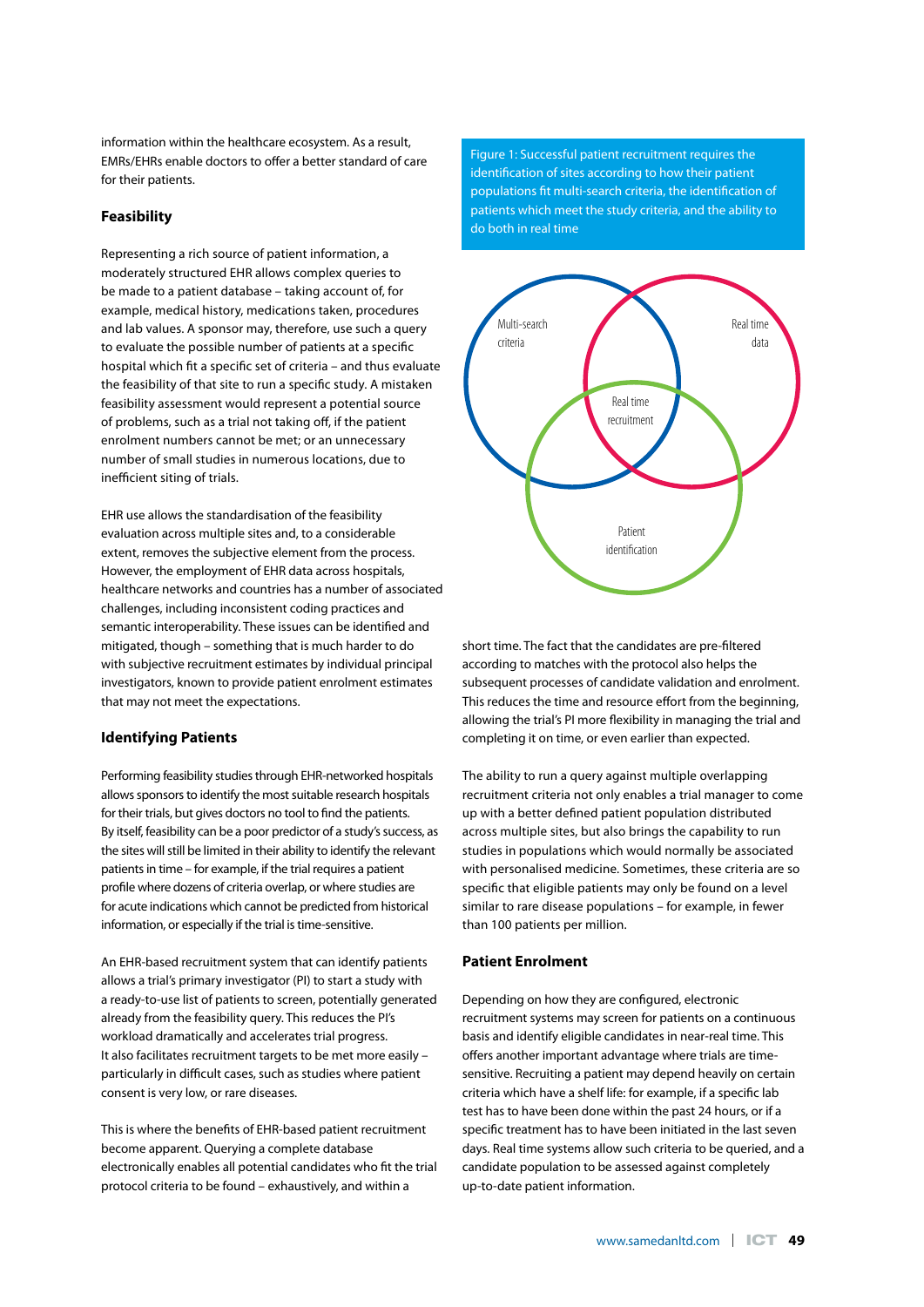information within the healthcare ecosystem. As a result, EMRs/EHRs enable doctors to offer a better standard of care for their patients.

## Feasibility

Representing a rich source of patient information, a moderately structured EHR allows complex queries to be made to a patient database – taking account of, for example, medical history, medications taken, procedures and lab values. A sponsor may, therefore, use such a query to evaluate the possible number of patients at a specific hospital which fit a specific set of criteria – and thus evaluate the feasibility of that site to run a specific study. A mistaken feasibility assessment would represent a potential source of problems, such as a trial not taking off, if the patient enrolment numbers cannot be met; or an unnecessary number of small studies in numerous locations, due to inefficient siting of trials.

EHR use allows the standardisation of the feasibility evaluation across multiple sites and, to a considerable extent, removes the subjective element from the process. However, the employment of EHR data across hospitals, healthcare networks and countries has a number of associated challenges, including inconsistent coding practices and semantic interoperability. These issues can be identified and mitigated, though – something that is much harder to do with subjective recruitment estimates by individual principal investigators, known to provide patient enrolment estimates that may not meet the expectations.

## Identifying Patients

Performing feasibility studies through EHR-networked hospitals allows sponsors to identify the most suitable research hospitals for their trials, but gives doctors no tool to find the patients. By itself, feasibility can be a poor predictor of a study's success, as the sites will still be limited in their ability to identify the relevant patients in time – for example, if the trial requires a patient profile where dozens of criteria overlap, or where studies are for acute indications which cannot be predicted from historical information, or especially if the trial is time-sensitive.

An EHR-based recruitment system that can identify patients allows a trial's primary investigator (PI) to start a study with a ready-to-use list of patients to screen, potentially generated already from the feasibility query. This reduces the PI's workload dramatically and accelerates trial progress. It also facilitates recruitment targets to be met more easily – particularly in difficult cases, such as studies where patient consent is very low, or rare diseases.

This is where the benefits of EHR-based patient recruitment become apparent. Querying a complete database electronically enables all potential candidates who fit the trial protocol criteria to be found – exhaustively, and within a short time. The fact that the candidates are pre-filtered according to matches with the protocol also helps the subsequent processes of candidate validation and enrolment. This reduces the time and resource effort from the beginning, allowing the trial's PI more flexibility in managing the trial and completing it on time, or even earlier than expected.

Figure 1: Successful patient recruitment requires the identification of sites according to how their patient populations fit multi-search criteria, the identification of patients which meet the study criteria, and the ability to do both in real time

Multi-search criteria | Real time data | Real time recruitment | Patient identification

The ability to run a query against multiple overlapping recruitment criteria not only enables a trial manager to come up with a better defined patient population distributed across multiple sites, but also brings the capability to run studies in populations which would normally be associated with personalised medicine. Sometimes, these criteria are so specific that eligible patients may only be found on a level similar to rare disease populations – for example, in fewer than 100 patients per million.

## Patient Enrolment

Depending on how they are configured, electronic recruitment systems may screen for patients on a continuous basis and identify eligible candidates in near-real time. This offers another important advantage where trials are time-sensitive. Recruiting a patient may depend heavily on certain criteria which have a shelf life: for example, if a specific lab test has to have been done within the past 24 hours, or if a specific treatment has to have been initiated in the last seven days. Real time systems allow such criteria to be queried, and a candidate population to be assessed against completely up-to-date patient information.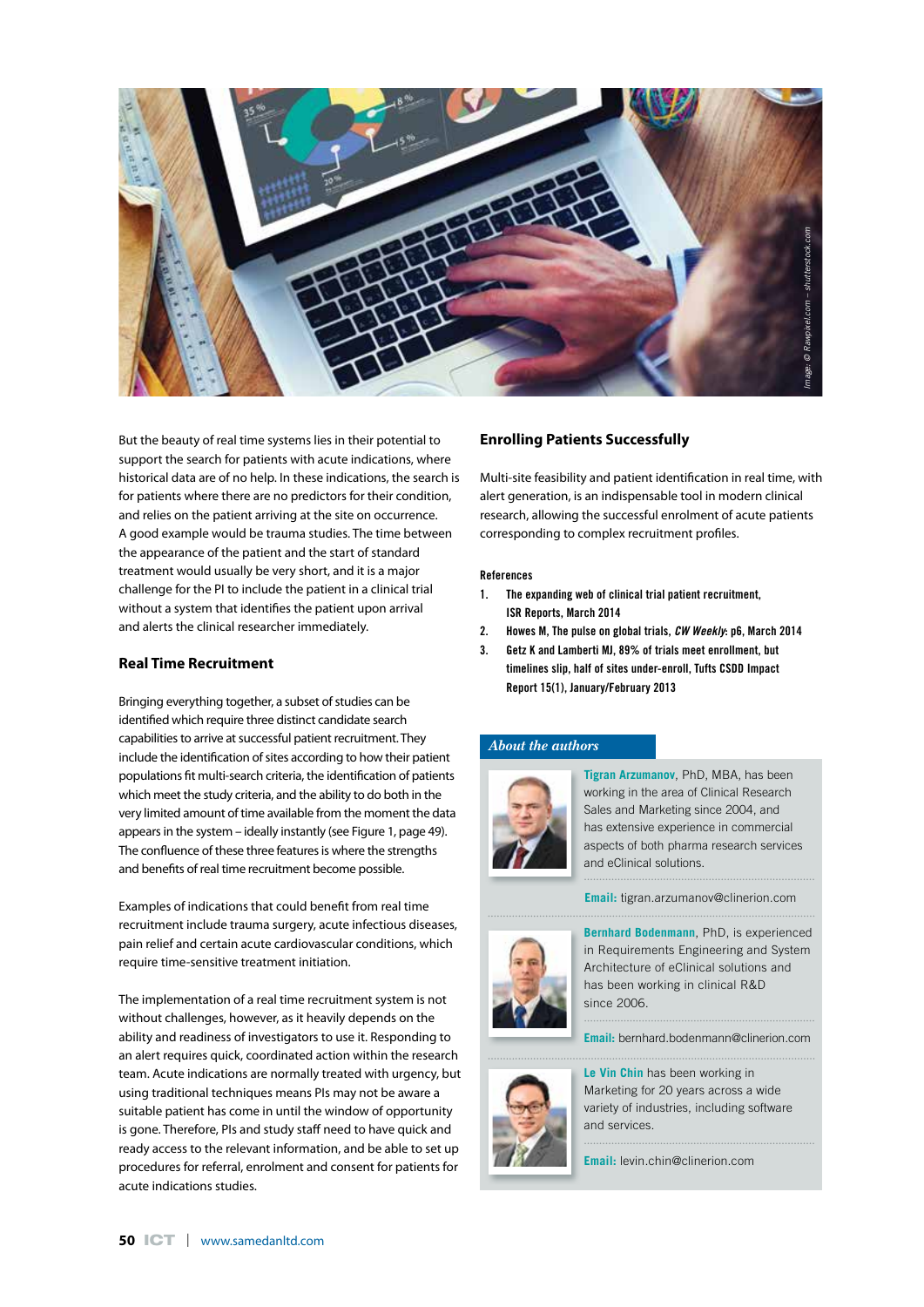But the beauty of real time systems lies in their potential to support the search for patients with acute indications, where historical data are of no help. In these indications, the search is for patients where there are no predictors for their condition, and relies on the patient arriving at the site on occurrence. A good example would be trauma studies. The time between the appearance of the patient and the start of standard treatment would usually be very short, and it is a major challenge for the PI to include the patient in a clinical trial without a system that identifies the patient upon arrival and alerts the clinical researcher immediately.

### Real Time Recruitment

Bringing everything together, a subset of studies can be identified which require three distinct candidate search capabilities to arrive at successful patient recruitment. They include the identification of sites according to how their patient populations fit multi-search criteria, the identification of patients which meet the study criteria, and the ability to do both in the very limited amount of time available from the moment the data appears in the system – ideally instantly (see Figure 1, page 49). The confluence of these three features is where the strengths and benefits of real time recruitment become possible.

Examples of indications that could benefit from real time recruitment include trauma surgery, acute infectious diseases, pain relief and certain acute cardiovascular conditions, which require time-sensitive treatment initiation.

The implementation of a real time recruitment system is not without challenges, however, as it heavily depends on the ability and readiness of investigators to use it. Responding to an alert requires quick, coordinated action within the research team. Acute indications are normally treated with urgency, but using traditional techniques means PIs may not be aware a suitable patient has come in until the window of opportunity is gone. Therefore, PIs and study staff need to have quick and ready access to the relevant information, and be able to set up procedures for referral, enrolment and consent for patients for acute indications studies.

### Enrolling Patients Successfully

Multi-site feasibility and patient identification in real time, with alert generation, is an indispensable tool in modern clinical research, allowing the successful enrolment of acute patients corresponding to complex recruitment profiles.

#### References

1. The expanding web of clinical trial patient recruitment, ISR Reports, March 2014
2. Howes M, The pulse on global trials, *CW Weekly*: p6, March 2014
3. Getz K and Lamberti MJ, 89% of trials meet enrollment, but timelines slip, half of sites under-enroll, Tufts CSDD Impact Report 15(1), January/February 2013

### *About the authors*

**Tigran Arzumanov**, PhD, MBA, has been working in the area of Clinical Research Sales and Marketing since 2004, and has extensive experience in commercial aspects of both pharma research services and eClinical solutions.

**Email:** tigran.arzumanov@clinerion.com

**Bernhard Bodenmann**, PhD, is experienced in Requirements Engineering and System Architecture of eClinical solutions and has been working in clinical R&D since 2006.

**Email:** bernhard.bodenmann@clinerion.com

**Le Vin Chin** has been working in Marketing for 20 years across a wide variety of industries, including software and services.

**Email:** levin.chin@clinerion.com